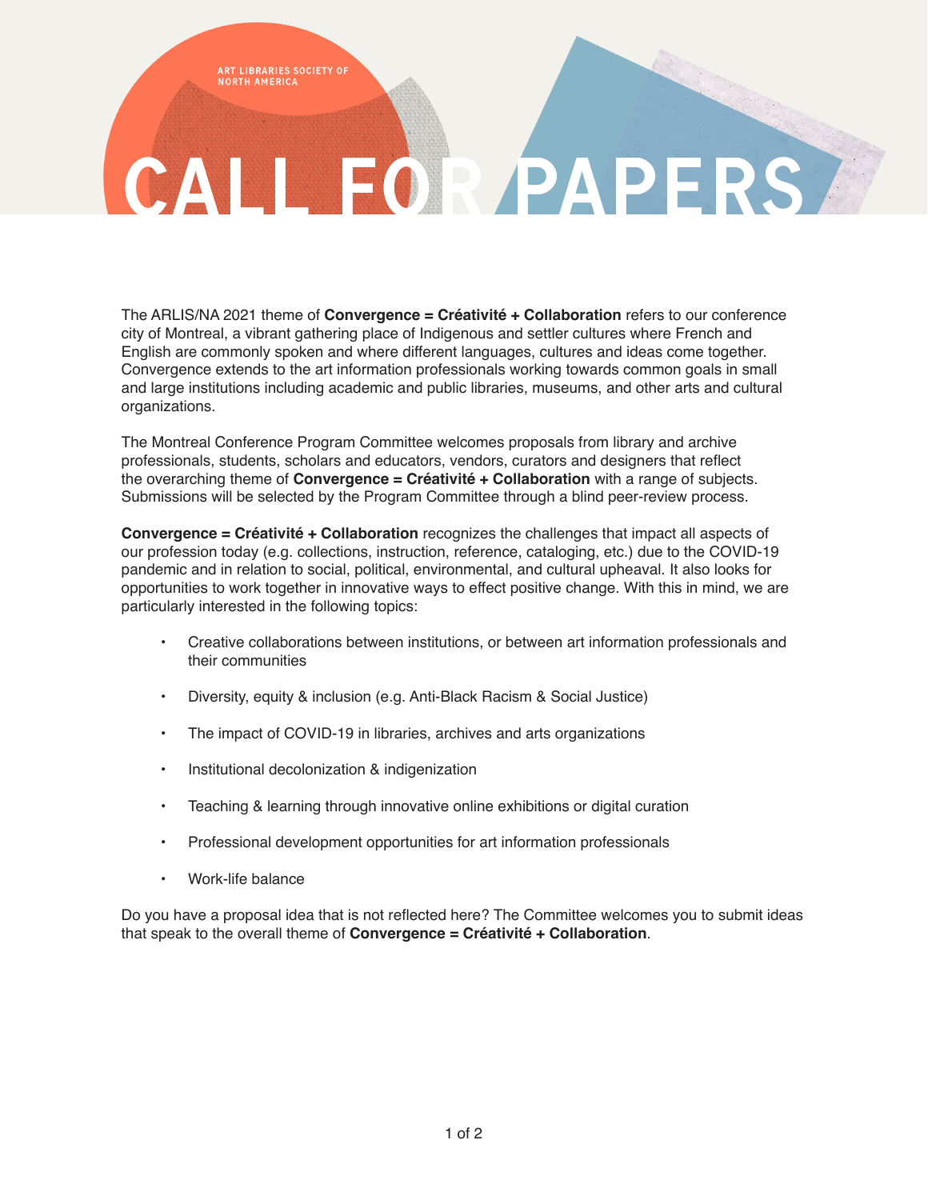ART LIBRARIES SOCIETY OF NORTH AMERICA

# CALL FOR PAPERS

The ARLIS/NA 2021 theme of **Convergence = Créativité + Collaboration** refers to our conference city of Montreal, a vibrant gathering place of Indigenous and settler cultures where French and English are commonly spoken and where different languages, cultures and ideas come together. Convergence extends to the art information professionals working towards common goals in small and large institutions including academic and public libraries, museums, and other arts and cultural organizations.

The Montreal Conference Program Committee welcomes proposals from library and archive professionals, students, scholars and educators, vendors, curators and designers that reflect the overarching theme of **Convergence = Créativité + Collaboration** with a range of subjects. Submissions will be selected by the Program Committee through a blind peer-review process.

**Convergence = Créativité + Collaboration** recognizes the challenges that impact all aspects of our profession today (e.g. collections, instruction, reference, cataloging, etc.) due to the COVID-19 pandemic and in relation to social, political, environmental, and cultural upheaval. It also looks for opportunities to work together in innovative ways to effect positive change. With this in mind, we are particularly interested in the following topics:

- Creative collaborations between institutions, or between art information professionals and their communities
- Diversity, equity & inclusion (e.g. Anti-Black Racism & Social Justice)
- The impact of COVID-19 in libraries, archives and arts organizations
- Institutional decolonization & indigenization
- Teaching & learning through innovative online exhibitions or digital curation
- Professional development opportunities for art information professionals
- Work-life balance

Do you have a proposal idea that is not reflected here? The Committee welcomes you to submit ideas that speak to the overall theme of **Convergence = Créativité + Collaboration**.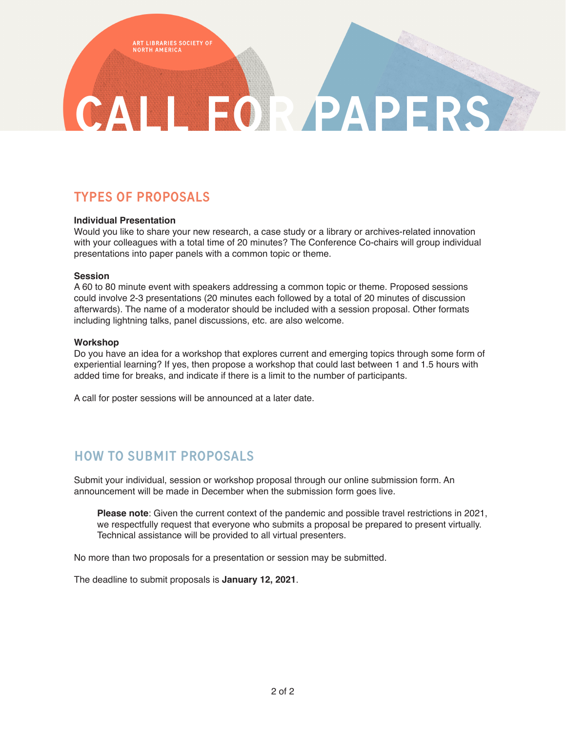ART LIBRARIES SOCIETY OF NORTH AMERICA

# CALL FOR PAPERS

## TYPES OF PROPOSALS

**Individual Presentation**
Would you like to share your new research, a case study or a library or archives-related innovation with your colleagues with a total time of 20 minutes? The Conference Co-chairs will group individual presentations into paper panels with a common topic or theme.

**Session**
A 60 to 80 minute event with speakers addressing a common topic or theme. Proposed sessions could involve 2-3 presentations (20 minutes each followed by a total of 20 minutes of discussion afterwards). The name of a moderator should be included with a session proposal. Other formats including lightning talks, panel discussions, etc. are also welcome.

**Workshop**
Do you have an idea for a workshop that explores current and emerging topics through some form of experiential learning? If yes, then propose a workshop that could last between 1 and 1.5 hours with added time for breaks, and indicate if there is a limit to the number of participants.

A call for poster sessions will be announced at a later date.

## HOW TO SUBMIT PROPOSALS

Submit your individual, session or workshop proposal through our online submission form. An announcement will be made in December when the submission form goes live.

> **Please note**: Given the current context of the pandemic and possible travel restrictions in 2021, we respectfully request that everyone who submits a proposal be prepared to present virtually. Technical assistance will be provided to all virtual presenters.

No more than two proposals for a presentation or session may be submitted.

The deadline to submit proposals is **January 12, 2021**.